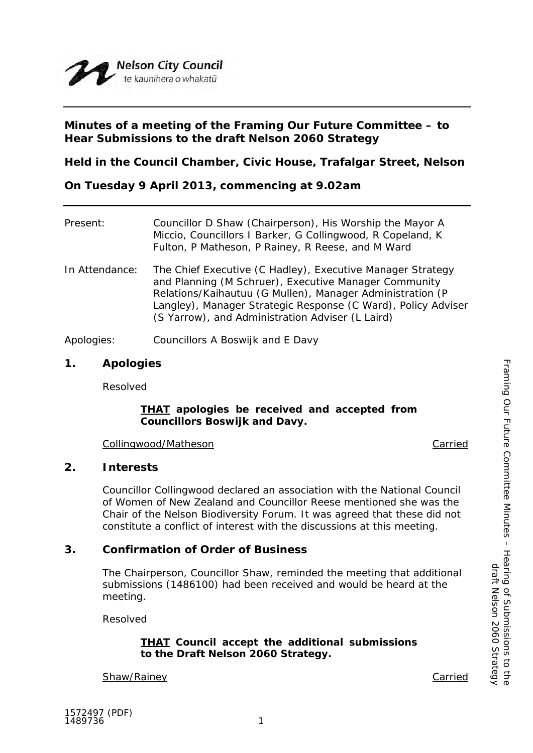Nelson City Council
te kaunihera o whakatū

**Minutes of a meeting of the Framing Our Future Committee – to Hear Submissions to the draft Nelson 2060 Strategy**

**Held in the Council Chamber, Civic House, Trafalgar Street, Nelson**

**On Tuesday 9 April 2013, commencing at 9.02am**

Present: Councillor D Shaw (Chairperson), His Worship the Mayor A Miccio, Councillors I Barker, G Collingwood, R Copeland, K Fulton, P Matheson, P Rainey, R Reese, and M Ward

In Attendance: The Chief Executive (C Hadley), Executive Manager Strategy and Planning (M Schruer), Executive Manager Community Relations/Kaihautuu (G Mullen), Manager Administration (P Langley), Manager Strategic Response (C Ward), Policy Adviser (S Yarrow), and Administration Adviser (L Laird)

Apologies: Councillors A Boswijk and E Davy

## 1. Apologies

Resolved

> **THAT apologies be received and accepted from Councillors Boswijk and Davy.**

Collingwood/Matheson Carried

## 2. Interests

Councillor Collingwood declared an association with the National Council of Women of New Zealand and Councillor Reese mentioned she was the Chair of the Nelson Biodiversity Forum. It was agreed that these did not constitute a conflict of interest with the discussions at this meeting.

## 3. Confirmation of Order of Business

The Chairperson, Councillor Shaw, reminded the meeting that additional submissions (1486100) had been received and would be heard at the meeting.

Resolved

> **THAT Council accept the additional submissions to the Draft Nelson 2060 Strategy.**

Shaw/Rainey Carried

1572497 (PDF)
1489736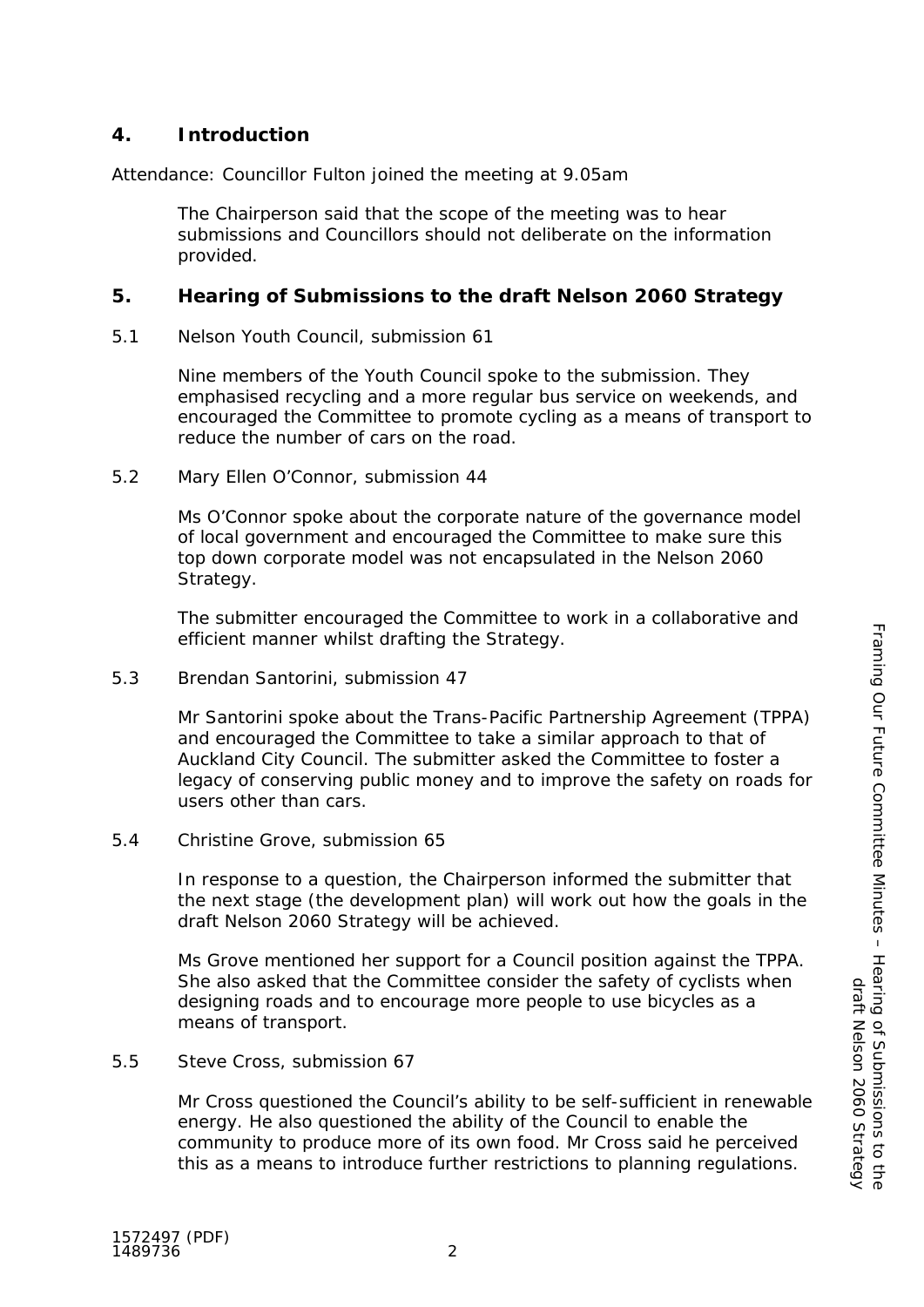## 4. Introduction

Attendance: Councillor Fulton joined the meeting at 9.05am

The Chairperson said that the scope of the meeting was to hear submissions and Councillors should not deliberate on the information provided.

## 5. Hearing of Submissions to the draft Nelson 2060 Strategy

5.1 Nelson Youth Council, submission 61

Nine members of the Youth Council spoke to the submission. They emphasised recycling and a more regular bus service on weekends, and encouraged the Committee to promote cycling as a means of transport to reduce the number of cars on the road.

5.2 Mary Ellen O'Connor, submission 44

Ms O'Connor spoke about the corporate nature of the governance model of local government and encouraged the Committee to make sure this top down corporate model was not encapsulated in the Nelson 2060 Strategy.

The submitter encouraged the Committee to work in a collaborative and efficient manner whilst drafting the Strategy.

5.3 Brendan Santorini, submission 47

Mr Santorini spoke about the Trans-Pacific Partnership Agreement (TPPA) and encouraged the Committee to take a similar approach to that of Auckland City Council. The submitter asked the Committee to foster a legacy of conserving public money and to improve the safety on roads for users other than cars.

5.4 Christine Grove, submission 65

In response to a question, the Chairperson informed the submitter that the next stage (the development plan) will work out how the goals in the draft Nelson 2060 Strategy will be achieved.

Ms Grove mentioned her support for a Council position against the TPPA. She also asked that the Committee consider the safety of cyclists when designing roads and to encourage more people to use bicycles as a means of transport.

5.5 Steve Cross, submission 67

Mr Cross questioned the Council's ability to be self-sufficient in renewable energy. He also questioned the ability of the Council to enable the community to produce more of its own food. Mr Cross said he perceived this as a means to introduce further restrictions to planning regulations.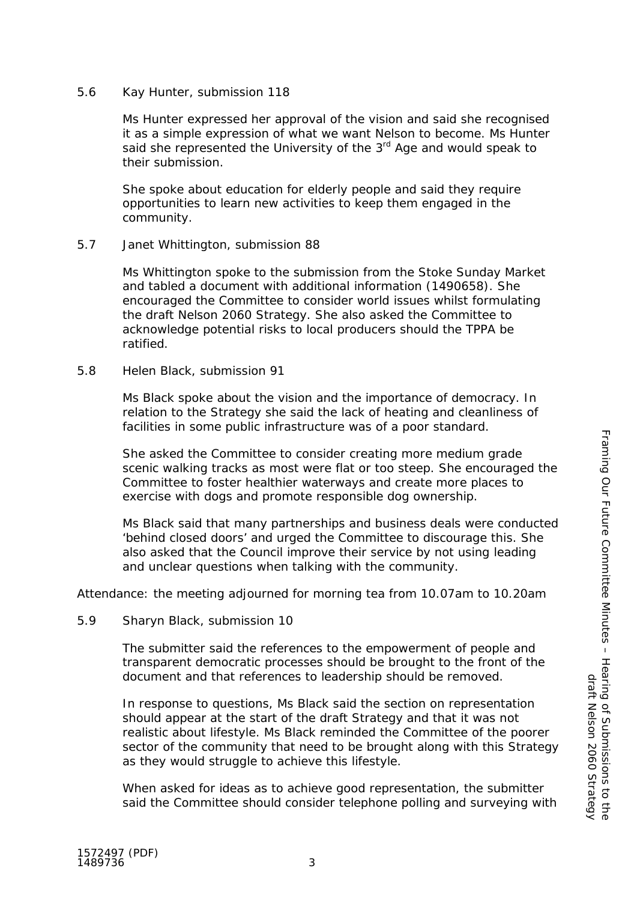5.6 Kay Hunter, submission 118

Ms Hunter expressed her approval of the vision and said she recognised it as a simple expression of what we want Nelson to become. Ms Hunter said she represented the University of the 3rd Age and would speak to their submission.

She spoke about education for elderly people and said they require opportunities to learn new activities to keep them engaged in the community.

5.7 Janet Whittington, submission 88

Ms Whittington spoke to the submission from the Stoke Sunday Market and tabled a document with additional information (1490658). She encouraged the Committee to consider world issues whilst formulating the draft Nelson 2060 Strategy. She also asked the Committee to acknowledge potential risks to local producers should the TPPA be ratified.

5.8 Helen Black, submission 91

Ms Black spoke about the vision and the importance of democracy. In relation to the Strategy she said the lack of heating and cleanliness of facilities in some public infrastructure was of a poor standard.

She asked the Committee to consider creating more medium grade scenic walking tracks as most were flat or too steep. She encouraged the Committee to foster healthier waterways and create more places to exercise with dogs and promote responsible dog ownership.

Ms Black said that many partnerships and business deals were conducted 'behind closed doors' and urged the Committee to discourage this. She also asked that the Council improve their service by not using leading and unclear questions when talking with the community.

Attendance: the meeting adjourned for morning tea from 10.07am to 10.20am

5.9 Sharyn Black, submission 10

The submitter said the references to the empowerment of people and transparent democratic processes should be brought to the front of the document and that references to leadership should be removed.

In response to questions, Ms Black said the section on representation should appear at the start of the draft Strategy and that it was not realistic about lifestyle. Ms Black reminded the Committee of the poorer sector of the community that need to be brought along with this Strategy as they would struggle to achieve this lifestyle.

When asked for ideas as to achieve good representation, the submitter said the Committee should consider telephone polling and surveying with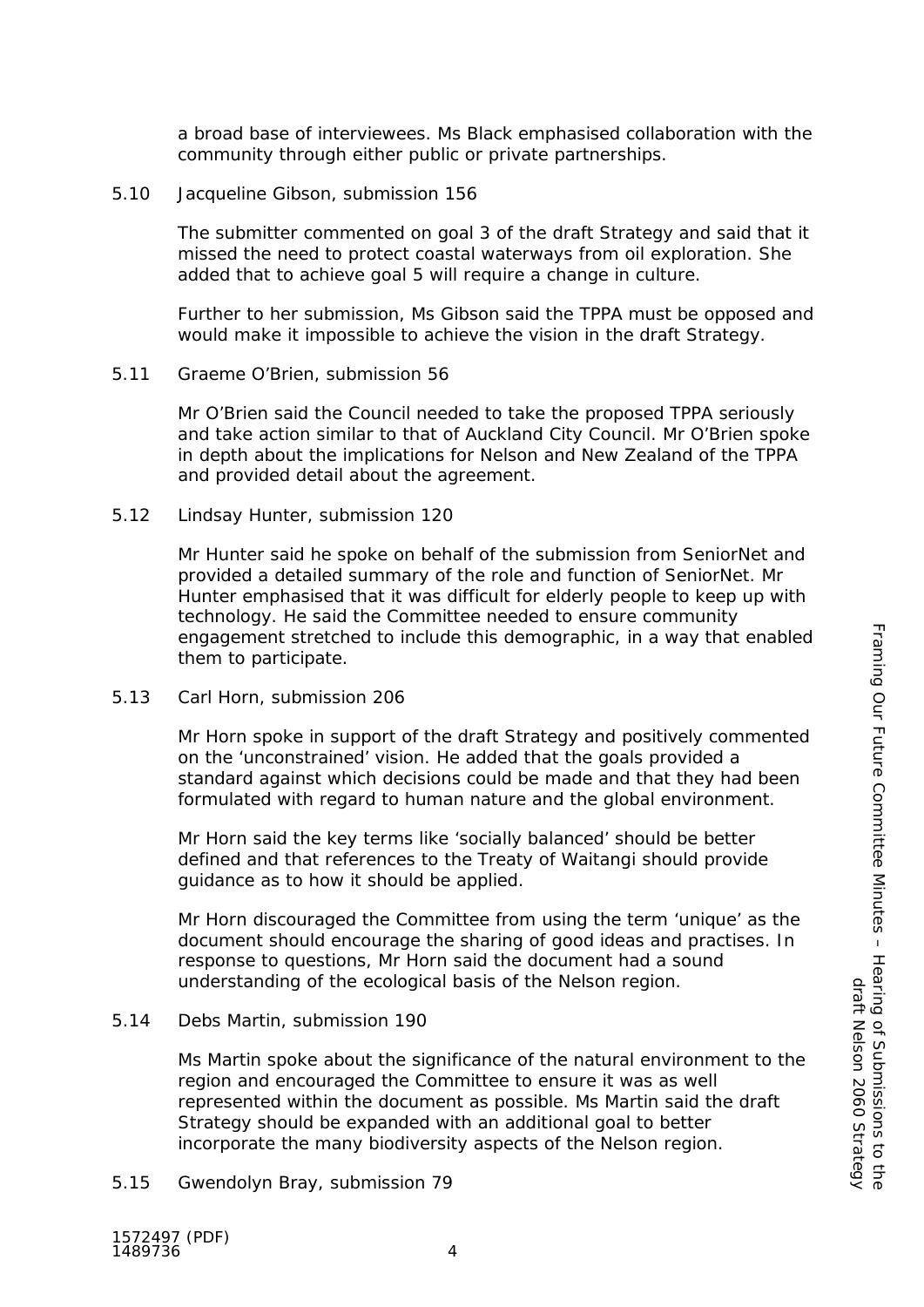a broad base of interviewees. Ms Black emphasised collaboration with the community through either public or private partnerships.

5.10 Jacqueline Gibson, submission 156

The submitter commented on goal 3 of the draft Strategy and said that it missed the need to protect coastal waterways from oil exploration. She added that to achieve goal 5 will require a change in culture.

Further to her submission, Ms Gibson said the TPPA must be opposed and would make it impossible to achieve the vision in the draft Strategy.

5.11 Graeme O'Brien, submission 56

Mr O'Brien said the Council needed to take the proposed TPPA seriously and take action similar to that of Auckland City Council. Mr O'Brien spoke in depth about the implications for Nelson and New Zealand of the TPPA and provided detail about the agreement.

5.12 Lindsay Hunter, submission 120

Mr Hunter said he spoke on behalf of the submission from SeniorNet and provided a detailed summary of the role and function of SeniorNet. Mr Hunter emphasised that it was difficult for elderly people to keep up with technology. He said the Committee needed to ensure community engagement stretched to include this demographic, in a way that enabled them to participate.

5.13 Carl Horn, submission 206

Mr Horn spoke in support of the draft Strategy and positively commented on the 'unconstrained' vision. He added that the goals provided a standard against which decisions could be made and that they had been formulated with regard to human nature and the global environment.

Mr Horn said the key terms like 'socially balanced' should be better defined and that references to the Treaty of Waitangi should provide guidance as to how it should be applied.

Mr Horn discouraged the Committee from using the term 'unique' as the document should encourage the sharing of good ideas and practises. In response to questions, Mr Horn said the document had a sound understanding of the ecological basis of the Nelson region.

5.14 Debs Martin, submission 190

Ms Martin spoke about the significance of the natural environment to the region and encouraged the Committee to ensure it was as well represented within the document as possible. Ms Martin said the draft Strategy should be expanded with an additional goal to better incorporate the many biodiversity aspects of the Nelson region.

5.15 Gwendolyn Bray, submission 79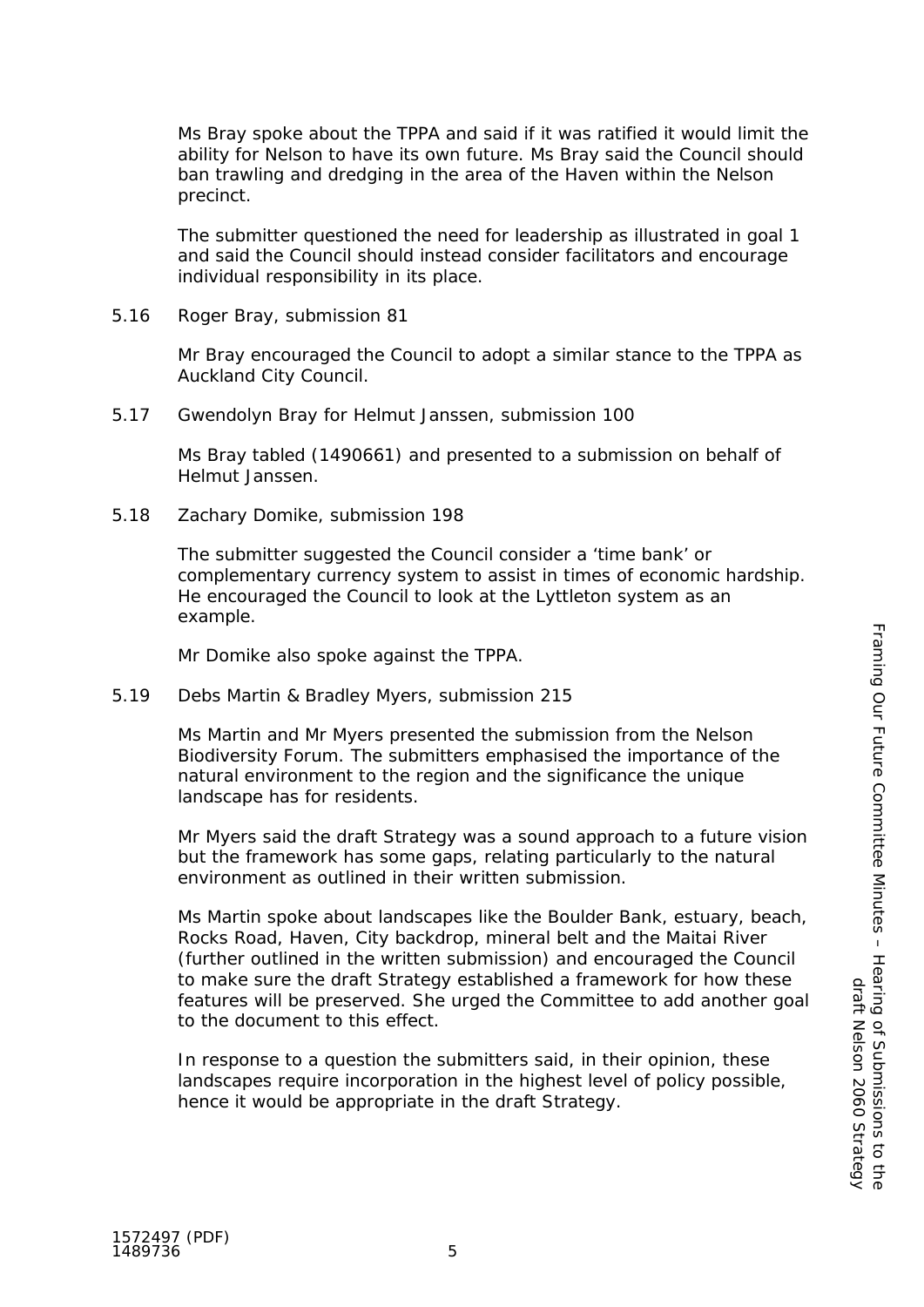Ms Bray spoke about the TPPA and said if it was ratified it would limit the ability for Nelson to have its own future. Ms Bray said the Council should ban trawling and dredging in the area of the Haven within the Nelson precinct.

The submitter questioned the need for leadership as illustrated in goal 1 and said the Council should instead consider facilitators and encourage individual responsibility in its place.

5.16 Roger Bray, submission 81

Mr Bray encouraged the Council to adopt a similar stance to the TPPA as Auckland City Council.

5.17 Gwendolyn Bray for Helmut Janssen, submission 100

Ms Bray tabled (1490661) and presented to a submission on behalf of Helmut Janssen.

5.18 Zachary Domike, submission 198

The submitter suggested the Council consider a 'time bank' or complementary currency system to assist in times of economic hardship. He encouraged the Council to look at the Lyttleton system as an example.

Mr Domike also spoke against the TPPA.

5.19 Debs Martin & Bradley Myers, submission 215

Ms Martin and Mr Myers presented the submission from the Nelson Biodiversity Forum. The submitters emphasised the importance of the natural environment to the region and the significance the unique landscape has for residents.

Mr Myers said the draft Strategy was a sound approach to a future vision but the framework has some gaps, relating particularly to the natural environment as outlined in their written submission.

Ms Martin spoke about landscapes like the Boulder Bank, estuary, beach, Rocks Road, Haven, City backdrop, mineral belt and the Maitai River (further outlined in the written submission) and encouraged the Council to make sure the draft Strategy established a framework for how these features will be preserved. She urged the Committee to add another goal to the document to this effect.

In response to a question the submitters said, in their opinion, these landscapes require incorporation in the highest level of policy possible, hence it would be appropriate in the draft Strategy.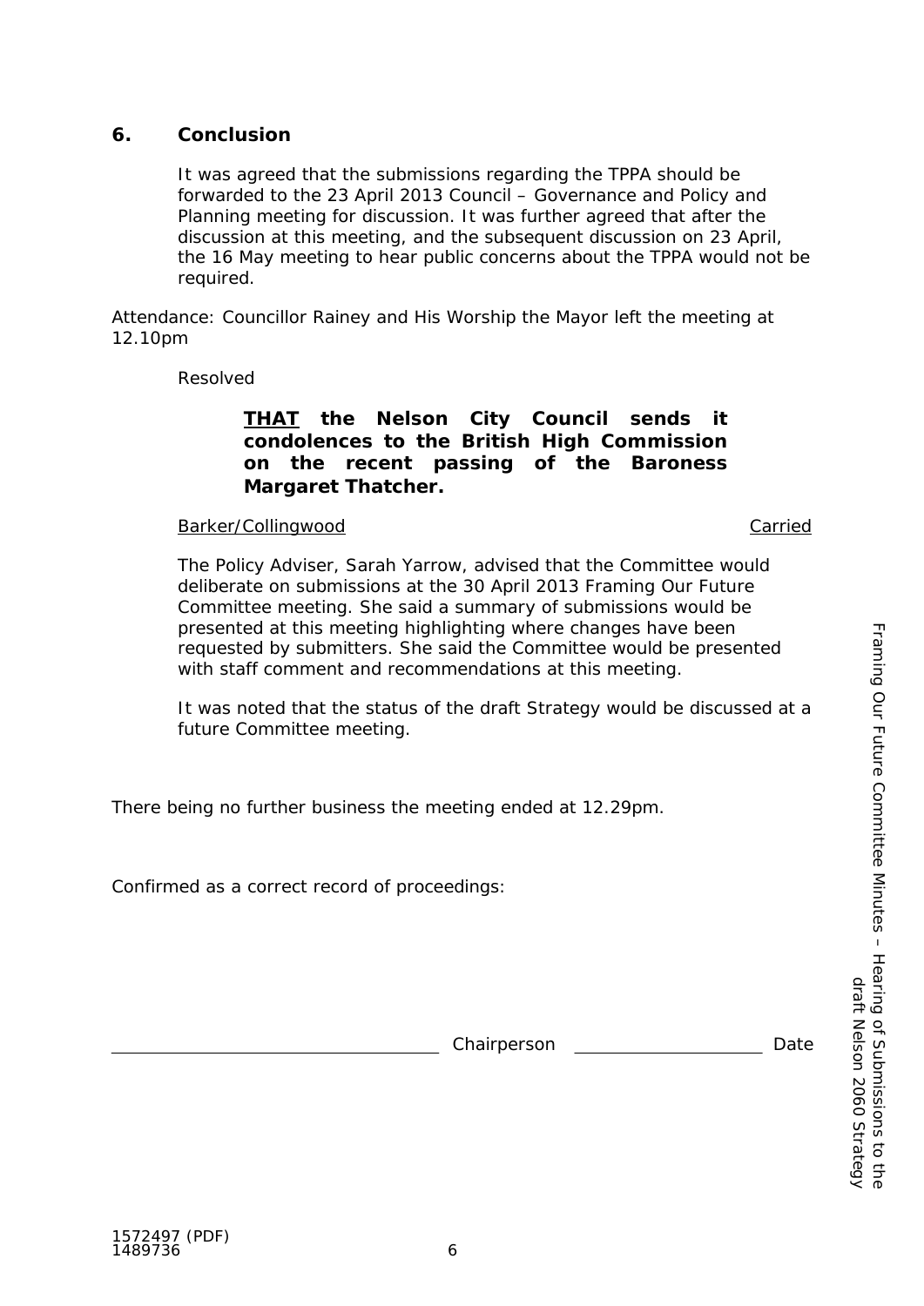## 6. Conclusion

It was agreed that the submissions regarding the TPPA should be forwarded to the 23 April 2013 Council – Governance and Policy and Planning meeting for discussion. It was further agreed that after the discussion at this meeting, and the subsequent discussion on 23 April, the 16 May meeting to hear public concerns about the TPPA would not be required.

Attendance: Councillor Rainey and His Worship the Mayor left the meeting at 12.10pm

Resolved

> **<u>THAT</u> the Nelson City Council sends it condolences to the British High Commission on the recent passing of the Baroness Margaret Thatcher.**

<u>Barker/Collingwood</u> <u>Carried</u>

The Policy Adviser, Sarah Yarrow, advised that the Committee would deliberate on submissions at the 30 April 2013 Framing Our Future Committee meeting. She said a summary of submissions would be presented at this meeting highlighting where changes have been requested by submitters. She said the Committee would be presented with staff comment and recommendations at this meeting.

It was noted that the status of the draft Strategy would be discussed at a future Committee meeting.

There being no further business the meeting ended at 12.29pm.

Confirmed as a correct record of proceedings:

\_\_\_\_\_\_\_\_\_\_\_\_\_\_\_\_\_\_\_\_\_\_\_\_\_\_\_\_\_\_ Chairperson \_\_\_\_\_\_\_\_\_\_\_\_\_\_\_\_ Date